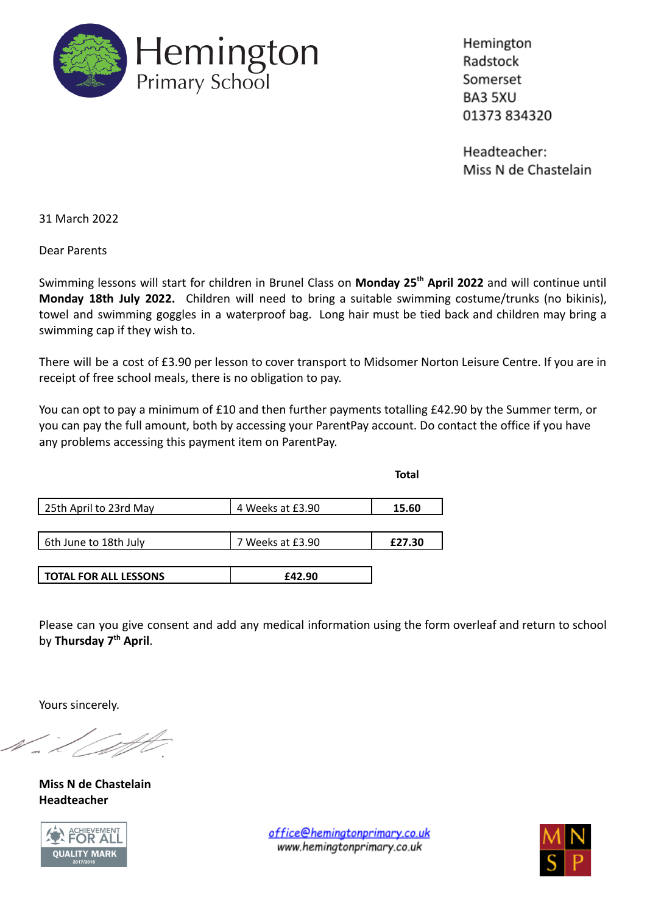# Hemington Primary School

Hemington
Radstock
Somerset
BA3 5XU
01373 834320

Headteacher:
Miss N de Chastelain

31 March 2022

Dear Parents

Swimming lessons will start for children in Brunel Class on **Monday 25th April 2022** and will continue until **Monday 18th July 2022.** Children will need to bring a suitable swimming costume/trunks (no bikinis), towel and swimming goggles in a waterproof bag. Long hair must be tied back and children may bring a swimming cap if they wish to.

There will be a cost of £3.90 per lesson to cover transport to Midsomer Norton Leisure Centre. If you are in receipt of free school meals, there is no obligation to pay.

You can opt to pay a minimum of £10 and then further payments totalling £42.90 by the Summer term, or you can pay the full amount, both by accessing your ParentPay account. Do contact the office if you have any problems accessing this payment item on ParentPay.

| | | **Total** |
|---|---|---|
| 25th April to 23rd May | 4 Weeks at £3.90 | **15.60** |
| 6th June to 18th July | 7 Weeks at £3.90 | **£27.30** |
| **TOTAL FOR ALL LESSONS** | **£42.90** | |

Please can you give consent and add any medical information using the form overleaf and return to school by **Thursday 7th April**.

Yours sincerely.

**Miss N de Chastelain**
**Headteacher**

office@hemingtonprimary.co.uk
www.hemingtonprimary.co.uk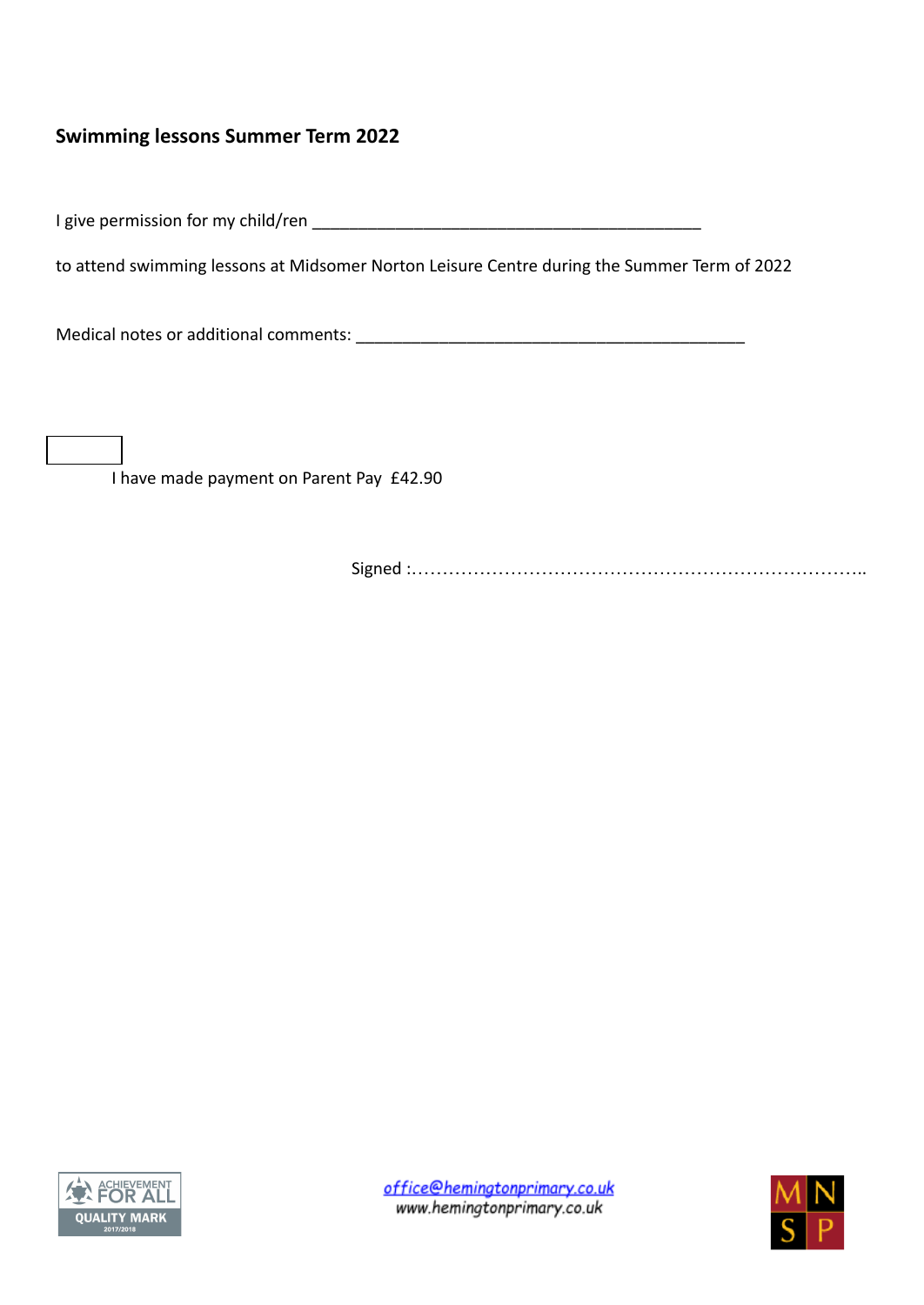**Swimming lessons Summer Term 2022**

I give permission for my child/ren ___________________________________________

to attend swimming lessons at Midsomer Norton Leisure Centre during the Summer Term of 2022

Medical notes or additional comments: ___________________________________________

☐ I have made payment on Parent Pay £42.90

Signed :…………………………………………………………………..

office@hemingtonprimary.co.uk
www.hemingtonprimary.co.uk